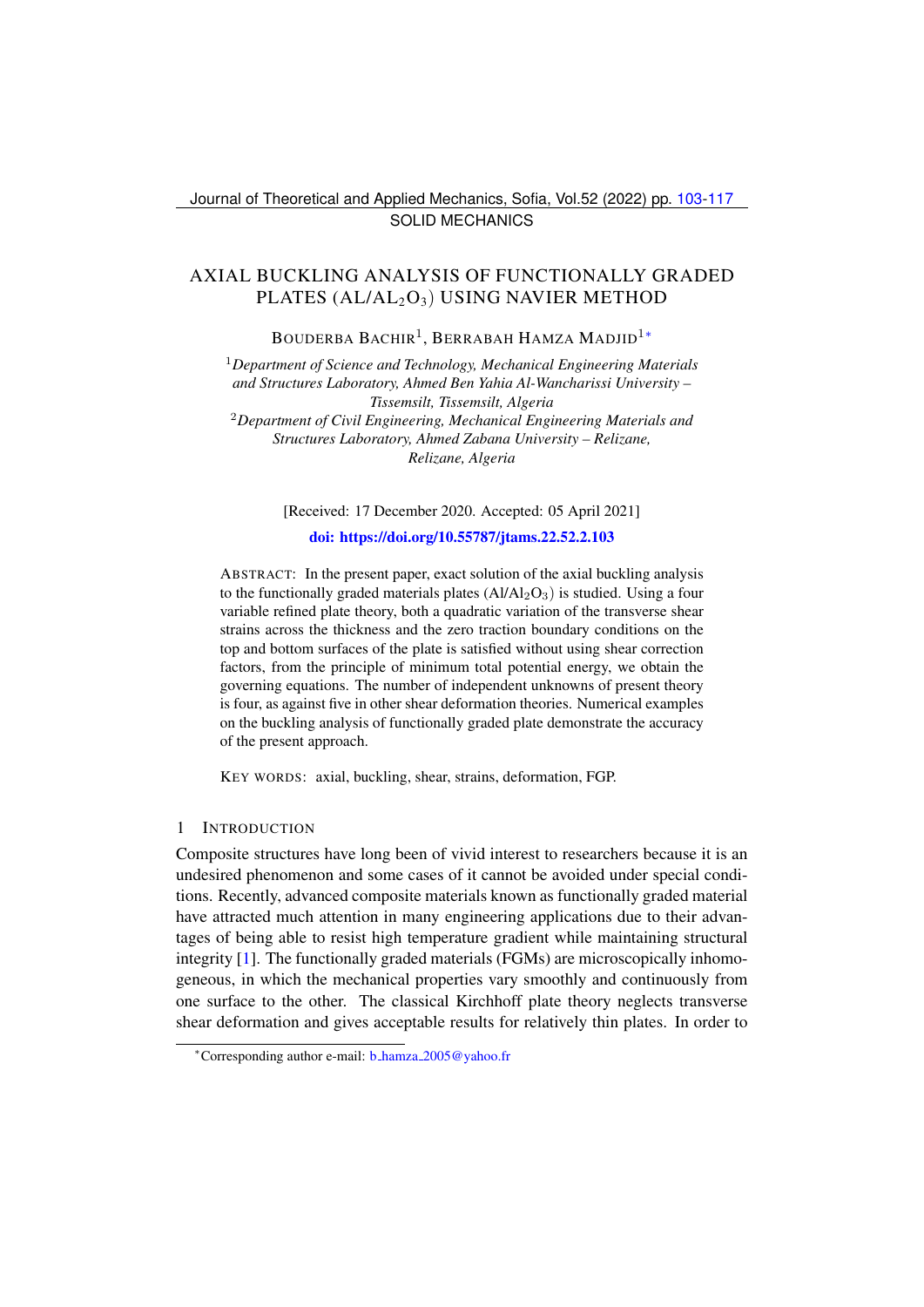SOLID MECHANICS

# AXIAL BUCKLING ANALYSIS OF FUNCTIONALLY GRADED PLATES (AL/AL$_2$O$_3$) USING NAVIER METHOD

BOUDERBA BACHIR[1], BERRABAH HAMZA MADJID[1*]

[1]*Department of Science and Technology, Mechanical Engineering Materials and Structures Laboratory, Ahmed Ben Yahia Al-Wancharissi University – Tissemsilt, Tissemsilt, Algeria*

[2]*Department of Civil Engineering, Mechanical Engineering Materials and Structures Laboratory, Ahmed Zabana University – Relizane, Relizane, Algeria*

[Received: 17 December 2020. Accepted: 05 April 2021]

**doi: https://doi.org/10.55787/jtams.22.52.2.103**

ABSTRACT: In the present paper, exact solution of the axial buckling analysis to the functionally graded materials plates (Al/Al$_2$O$_3$) is studied. Using a four variable refined plate theory, both a quadratic variation of the transverse shear strains across the thickness and the zero traction boundary conditions on the top and bottom surfaces of the plate is satisfied without using shear correction factors, from the principle of minimum total potential energy, we obtain the governing equations. The number of independent unknowns of present theory is four, as against five in other shear deformation theories. Numerical examples on the buckling analysis of functionally graded plate demonstrate the accuracy of the present approach.

KEY WORDS: axial, buckling, shear, strains, deformation, FGP.

## 1 INTRODUCTION

Composite structures have long been of vivid interest to researchers because it is an undesired phenomenon and some cases of it cannot be avoided under special conditions. Recently, advanced composite materials known as functionally graded material have attracted much attention in many engineering applications due to their advantages of being able to resist high temperature gradient while maintaining structural integrity [1]. The functionally graded materials (FGMs) are microscopically inhomogeneous, in which the mechanical properties vary smoothly and continuously from one surface to the other. The classical Kirchhoff plate theory neglects transverse shear deformation and gives acceptable results for relatively thin plates. In order to

*Corresponding author e-mail: b_hamza_2005@yahoo.fr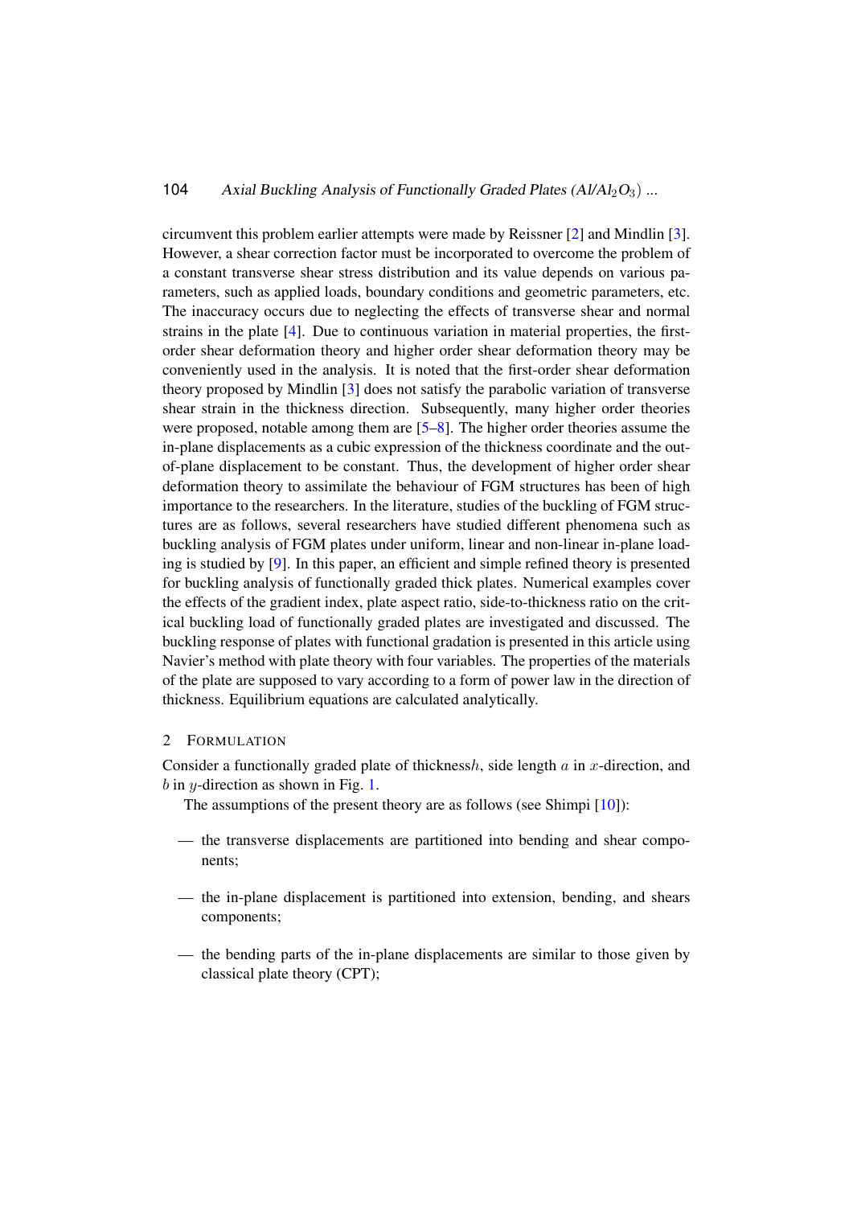circumvent this problem earlier attempts were made by Reissner [2] and Mindlin [3]. However, a shear correction factor must be incorporated to overcome the problem of a constant transverse shear stress distribution and its value depends on various parameters, such as applied loads, boundary conditions and geometric parameters, etc. The inaccuracy occurs due to neglecting the effects of transverse shear and normal strains in the plate [4]. Due to continuous variation in material properties, the first-order shear deformation theory and higher order shear deformation theory may be conveniently used in the analysis. It is noted that the first-order shear deformation theory proposed by Mindlin [3] does not satisfy the parabolic variation of transverse shear strain in the thickness direction. Subsequently, many higher order theories were proposed, notable among them are [5–8]. The higher order theories assume the in-plane displacements as a cubic expression of the thickness coordinate and the out-of-plane displacement to be constant. Thus, the development of higher order shear deformation theory to assimilate the behaviour of FGM structures has been of high importance to the researchers. In the literature, studies of the buckling of FGM structures are as follows, several researchers have studied different phenomena such as buckling analysis of FGM plates under uniform, linear and non-linear in-plane loading is studied by [9]. In this paper, an efficient and simple refined theory is presented for buckling analysis of functionally graded thick plates. Numerical examples cover the effects of the gradient index, plate aspect ratio, side-to-thickness ratio on the critical buckling load of functionally graded plates are investigated and discussed. The buckling response of plates with functional gradation is presented in this article using Navier's method with plate theory with four variables. The properties of the materials of the plate are supposed to vary according to a form of power law in the direction of thickness. Equilibrium equations are calculated analytically.

## 2 Formulation

Consider a functionally graded plate of thickness$h$, side length $a$ in $x$-direction, and $b$ in $y$-direction as shown in Fig. 1.

The assumptions of the present theory are as follows (see Shimpi [10]):

— the transverse displacements are partitioned into bending and shear components;

— the in-plane displacement is partitioned into extension, bending, and shears components;

— the bending parts of the in-plane displacements are similar to those given by classical plate theory (CPT);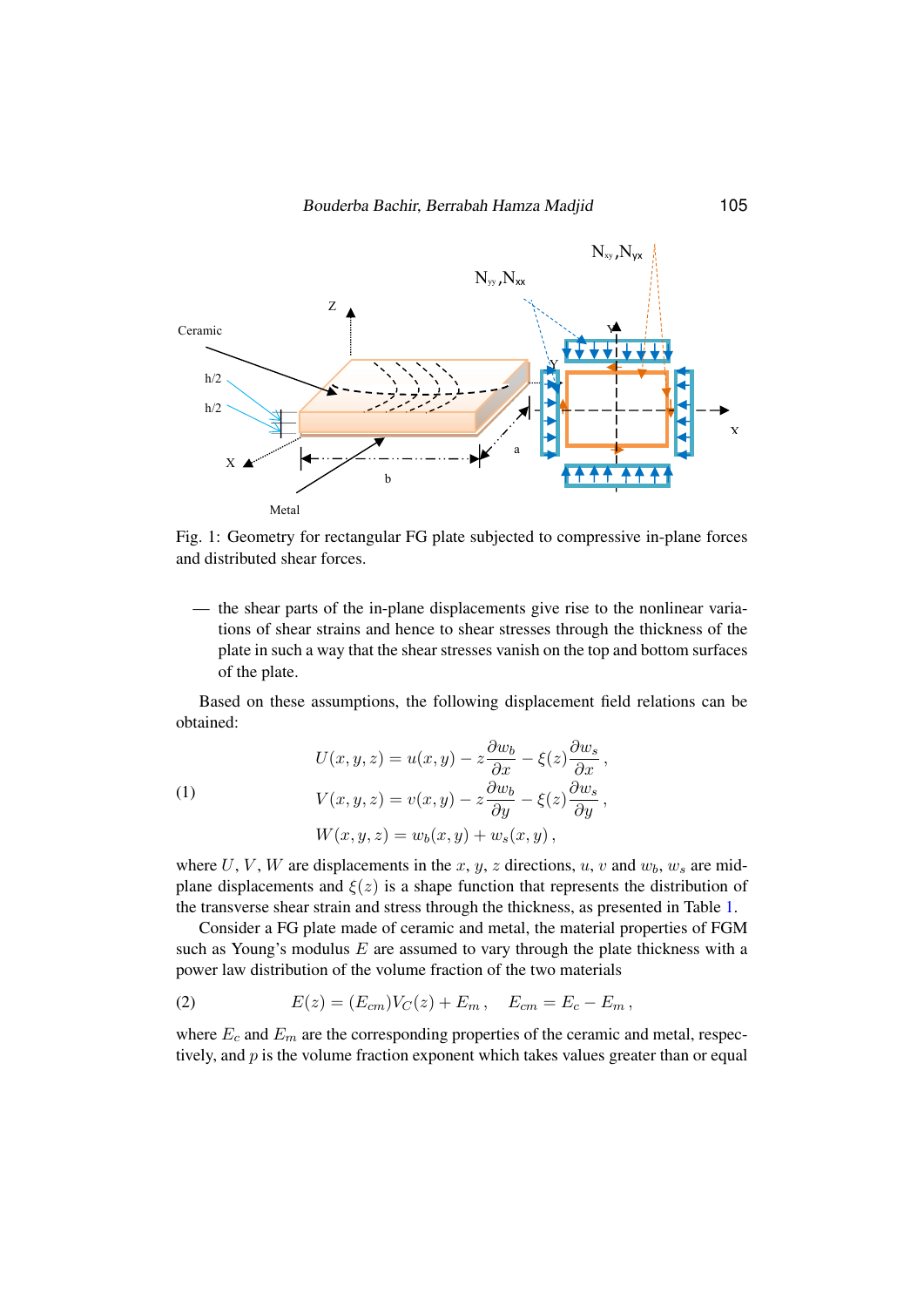Fig. 1: Geometry for rectangular FG plate subjected to compressive in-plane forces and distributed shear forces.

— the shear parts of the in-plane displacements give rise to the nonlinear variations of shear strains and hence to shear stresses through the thickness of the plate in such a way that the shear stresses vanish on the top and bottom surfaces of the plate.

Based on these assumptions, the following displacement field relations can be obtained:

$$
\begin{aligned}
U(x,y,z) &= u(x,y) - z\frac{\partial w_b}{\partial x} - \xi(z)\frac{\partial w_s}{\partial x}\,,\\
V(x,y,z) &= v(x,y) - z\frac{\partial w_b}{\partial y} - \xi(z)\frac{\partial w_s}{\partial y}\,,\\
W(x,y,z) &= w_b(x,y) + w_s(x,y)\,,
\end{aligned}
\tag{1}
$$

where $U$, $V$, $W$ are displacements in the $x$, $y$, $z$ directions, $u$, $v$ and $w_b$, $w_s$ are mid-plane displacements and $\xi(z)$ is a shape function that represents the distribution of the transverse shear strain and stress through the thickness, as presented in Table 1.

Consider a FG plate made of ceramic and metal, the material properties of FGM such as Young's modulus $E$ are assumed to vary through the plate thickness with a power law distribution of the volume fraction of the two materials

$$
E(z) = (E_{cm})V_C(z) + E_m\,, \quad E_{cm} = E_c - E_m\,,
\tag{2}
$$

where $E_c$ and $E_m$ are the corresponding properties of the ceramic and metal, respectively, and $p$ is the volume fraction exponent which takes values greater than or equal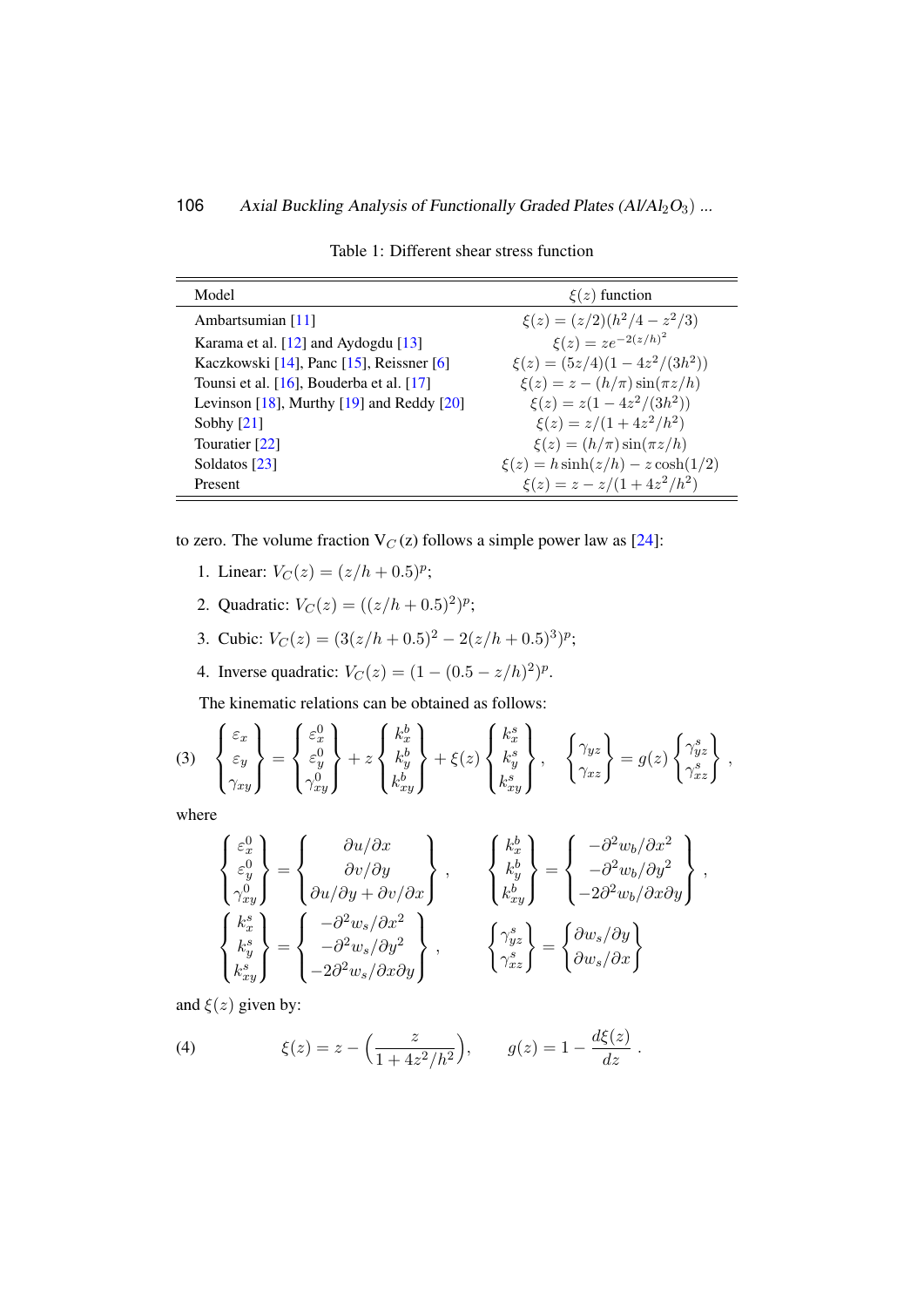Table 1: Different shear stress function

| Model | $\xi(z)$ function |
| --- | --- |
| Ambartsumian [11] | $\xi(z) = (z/2)(h^2/4 - z^2/3)$ |
| Karama et al. [12] and Aydogdu [13] | $\xi(z) = ze^{-2(z/h)^2}$ |
| Kaczkowski [14], Panc [15], Reissner [6] | $\xi(z) = (5z/4)(1 - 4z^2/(3h^2))$ |
| Tounsi et al. [16], Bouderba et al. [17] | $\xi(z) = z - (h/\pi)\sin(\pi z/h)$ |
| Levinson [18], Murthy [19] and Reddy [20] | $\xi(z) = z(1 - 4z^2/(3h^2))$ |
| Sobhy [21] | $\xi(z) = z/(1 + 4z^2/h^2)$ |
| Touratier [22] | $\xi(z) = (h/\pi)\sin(\pi z/h)$ |
| Soldatos [23] | $\xi(z) = h\sinh(z/h) - z\cosh(1/2)$ |
| Present | $\xi(z) = z - z/(1 + 4z^2/h^2)$ |

to zero. The volume fraction $V_C(z)$ follows a simple power law as [24]:

1. Linear: $V_C(z) = (z/h + 0.5)^p$;
2. Quadratic: $V_C(z) = ((z/h + 0.5)^2)^p$;
3. Cubic: $V_C(z) = (3(z/h + 0.5)^2 - 2(z/h + 0.5)^3)^p$;
4. Inverse quadratic: $V_C(z) = (1 - (0.5 - z/h)^2)^p$.

The kinematic relations can be obtained as follows:

$$\begin{Bmatrix} \varepsilon_x \\ \varepsilon_y \\ \gamma_{xy} \end{Bmatrix} = \begin{Bmatrix} \varepsilon_x^0 \\ \varepsilon_y^0 \\ \gamma_{xy}^0 \end{Bmatrix} + z \begin{Bmatrix} k_x^b \\ k_y^b \\ k_{xy}^b \end{Bmatrix} + \xi(z) \begin{Bmatrix} k_x^s \\ k_y^s \\ k_{xy}^s \end{Bmatrix}, \quad \begin{Bmatrix} \gamma_{yz} \\ \gamma_{xz} \end{Bmatrix} = g(z) \begin{Bmatrix} \gamma_{yz}^s \\ \gamma_{xz}^s \end{Bmatrix}, \tag{3}$$

where

$$\begin{Bmatrix} \varepsilon_x^0 \\ \varepsilon_y^0 \\ \gamma_{xy}^0 \end{Bmatrix} = \begin{Bmatrix} \partial u/\partial x \\ \partial v/\partial y \\ \partial u/\partial y + \partial v/\partial x \end{Bmatrix}, \quad \begin{Bmatrix} k_x^b \\ k_y^b \\ k_{xy}^b \end{Bmatrix} = \begin{Bmatrix} -\partial^2 w_b/\partial x^2 \\ -\partial^2 w_b/\partial y^2 \\ -2\partial^2 w_b/\partial x \partial y \end{Bmatrix},$$

$$\begin{Bmatrix} k_x^s \\ k_y^s \\ k_{xy}^s \end{Bmatrix} = \begin{Bmatrix} -\partial^2 w_s/\partial x^2 \\ -\partial^2 w_s/\partial y^2 \\ -2\partial^2 w_s/\partial x \partial y \end{Bmatrix}, \quad \begin{Bmatrix} \gamma_{yz}^s \\ \gamma_{xz}^s \end{Bmatrix} = \begin{Bmatrix} \partial w_s/\partial y \\ \partial w_s/\partial x \end{Bmatrix}$$

and $\xi(z)$ given by:

$$\xi(z) = z - \left(\frac{z}{1 + 4z^2/h^2}\right), \qquad g(z) = 1 - \frac{d\xi(z)}{dz}. \tag{4}$$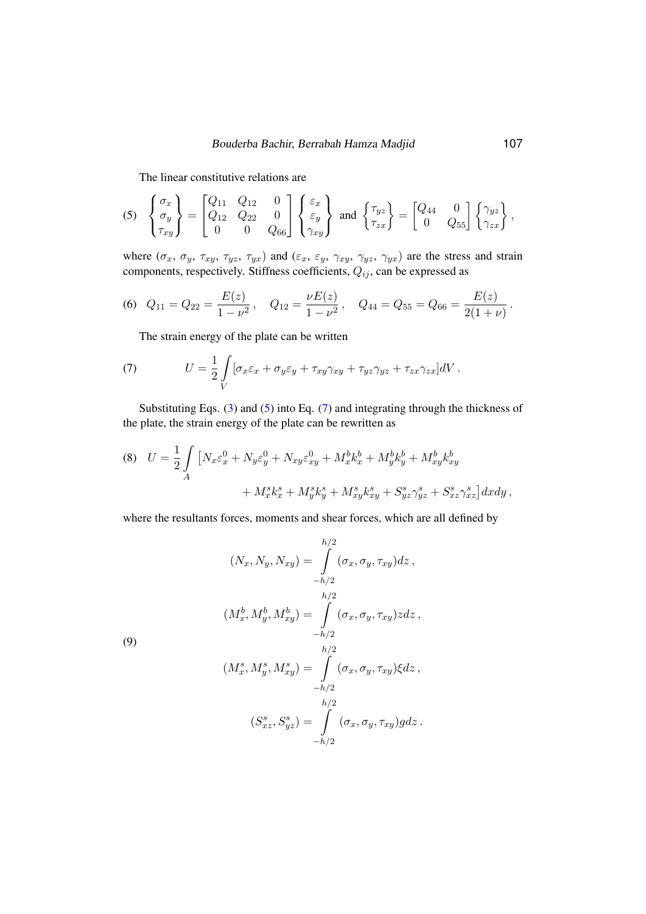The linear constitutive relations are

$$
(5)\quad \begin{Bmatrix} \sigma_x \\ \sigma_y \\ \tau_{xy} \end{Bmatrix} = \begin{bmatrix} Q_{11} & Q_{12} & 0 \\ Q_{12} & Q_{22} & 0 \\ 0 & 0 & Q_{66} \end{bmatrix} \begin{Bmatrix} \varepsilon_x \\ \varepsilon_y \\ \gamma_{xy} \end{Bmatrix} \text{ and } \begin{Bmatrix} \tau_{yz} \\ \tau_{zx} \end{Bmatrix} = \begin{bmatrix} Q_{44} & 0 \\ 0 & Q_{55} \end{bmatrix} \begin{Bmatrix} \gamma_{yz} \\ \gamma_{zx} \end{Bmatrix},
$$

where ($\sigma_x$, $\sigma_y$, $\tau_{xy}$, $\tau_{yz}$, $\tau_{yx}$) and ($\varepsilon_x$, $\varepsilon_y$, $\gamma_{xy}$, $\gamma_{yz}$, $\gamma_{yx}$) are the stress and strain components, respectively. Stiffness coefficients, $Q_{ij}$, can be expressed as

$$
(6)\quad Q_{11} = Q_{22} = \frac{E(z)}{1-\nu^2}, \quad Q_{12} = \frac{\nu E(z)}{1-\nu^2}, \quad Q_{44} = Q_{55} = Q_{66} = \frac{E(z)}{2(1+\nu)}.
$$

The strain energy of the plate can be written

$$
(7)\qquad U = \frac{1}{2}\int_V [\sigma_x\varepsilon_x + \sigma_y\varepsilon_y + \tau_{xy}\gamma_{xy} + \tau_{yz}\gamma_{yz} + \tau_{zx}\gamma_{zx}]dV.
$$

Substituting Eqs. (3) and (5) into Eq. (7) and integrating through the thickness of the plate, the strain energy of the plate can be rewritten as

$$
(8)\quad U = \frac{1}{2}\int_A \left[N_x\varepsilon_x^0 + N_y\varepsilon_y^0 + N_{xy}\varepsilon_{xy}^0 + M_x^b k_x^b + M_y^b k_y^b + M_{xy}^b k_{xy}^b \right.
$$
$$
\left. + M_x^s k_x^s + M_y^s k_y^s + M_{xy}^s k_{xy}^s + S_{yz}^s\gamma_{yz}^s + S_{xz}^s\gamma_{xz}^s\right]dxdy,
$$

where the resultants forces, moments and shear forces, which are all defined by

$$
(9)\quad
\begin{aligned}
(N_x, N_y, N_{xy}) &= \int_{-h/2}^{h/2} (\sigma_x, \sigma_y, \tau_{xy})dz, \\
(M_x^b, M_y^b, M_{xy}^b) &= \int_{-h/2}^{h/2} (\sigma_x, \sigma_y, \tau_{xy})z dz, \\
(M_x^s, M_y^s, M_{xy}^s) &= \int_{-h/2}^{h/2} (\sigma_x, \sigma_y, \tau_{xy})\xi dz, \\
(S_{xz}^s, S_{yz}^s) &= \int_{-h/2}^{h/2} (\sigma_x, \sigma_y, \tau_{xy})g dz.
\end{aligned}
$$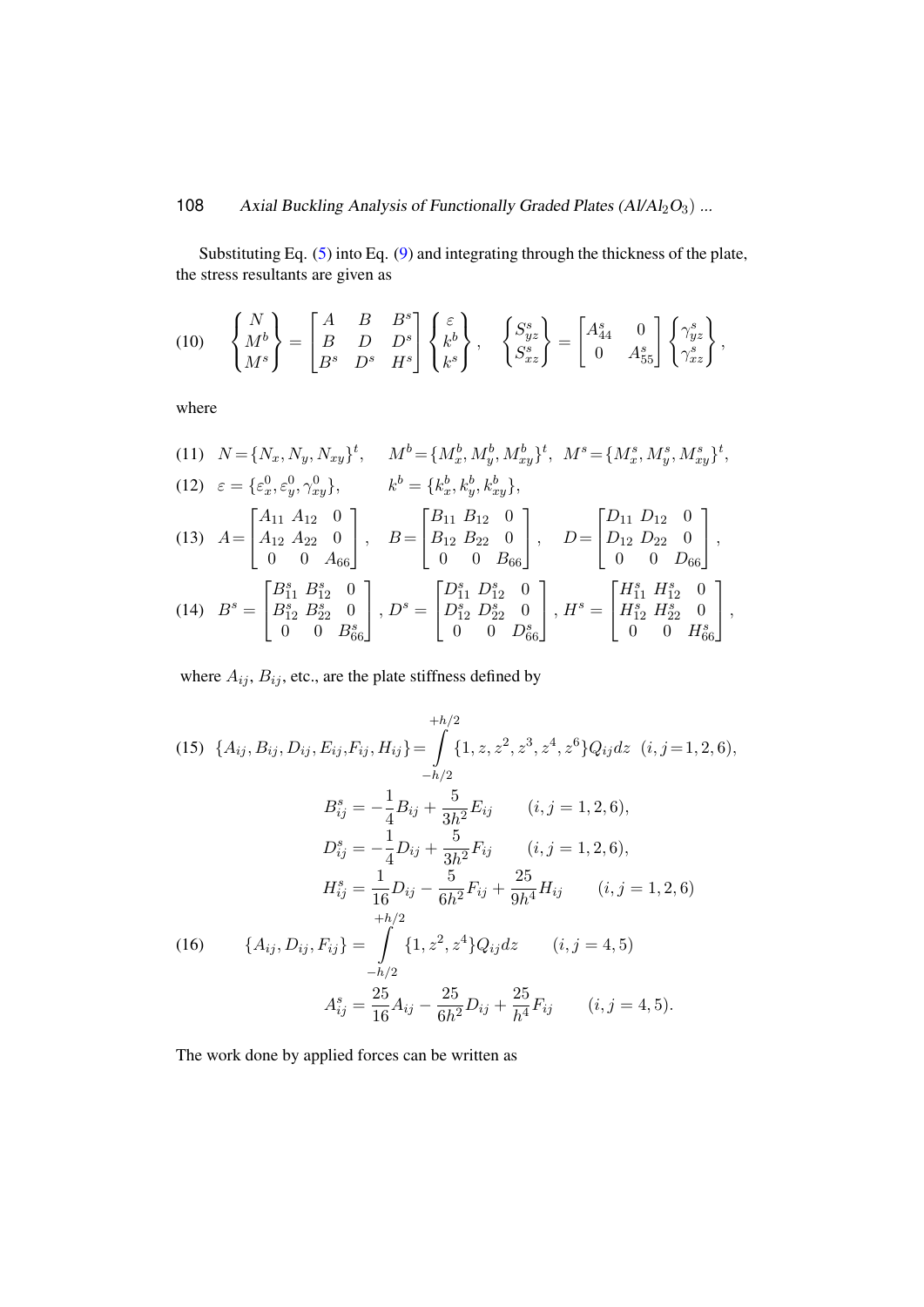Substituting Eq. (5) into Eq. (9) and integrating through the thickness of the plate, the stress resultants are given as

$$\begin{Bmatrix} N \\ M^b \\ M^s \end{Bmatrix} = \begin{bmatrix} A & B & B^s \\ B & D & D^s \\ B^s & D^s & H^s \end{bmatrix} \begin{Bmatrix} \varepsilon \\ k^b \\ k^s \end{Bmatrix}, \quad \begin{Bmatrix} S_{yz}^s \\ S_{xz}^s \end{Bmatrix} = \begin{bmatrix} A_{44}^s & 0 \\ 0 & A_{55}^s \end{bmatrix} \begin{Bmatrix} \gamma_{yz}^s \\ \gamma_{xz}^s \end{Bmatrix}, \tag{10}$$

where

$$N = \{N_x, N_y, N_{xy}\}^t, \quad M^b = \{M_x^b, M_y^b, M_{xy}^b\}^t, \quad M^s = \{M_x^s, M_y^s, M_{xy}^s\}^t, \tag{11}$$

$$\varepsilon = \{\varepsilon_x^0, \varepsilon_y^0, \gamma_{xy}^0\}, \qquad k^b = \{k_x^b, k_y^b, k_{xy}^b\}, \tag{12}$$

$$A = \begin{bmatrix} A_{11} & A_{12} & 0 \\ A_{12} & A_{22} & 0 \\ 0 & 0 & A_{66} \end{bmatrix}, \quad B = \begin{bmatrix} B_{11} & B_{12} & 0 \\ B_{12} & B_{22} & 0 \\ 0 & 0 & B_{66} \end{bmatrix}, \quad D = \begin{bmatrix} D_{11} & D_{12} & 0 \\ D_{12} & D_{22} & 0 \\ 0 & 0 & D_{66} \end{bmatrix}, \tag{13}$$

$$B^s = \begin{bmatrix} B_{11}^s & B_{12}^s & 0 \\ B_{12}^s & B_{22}^s & 0 \\ 0 & 0 & B_{66}^s \end{bmatrix}, \quad D^s = \begin{bmatrix} D_{11}^s & D_{12}^s & 0 \\ D_{12}^s & D_{22}^s & 0 \\ 0 & 0 & D_{66}^s \end{bmatrix}, \quad H^s = \begin{bmatrix} H_{11}^s & H_{12}^s & 0 \\ H_{12}^s & H_{22}^s & 0 \\ 0 & 0 & H_{66}^s \end{bmatrix}, \tag{14}$$

where $A_{ij}$, $B_{ij}$, etc., are the plate stiffness defined by

$$\{A_{ij}, B_{ij}, D_{ij}, E_{ij}, F_{ij}, H_{ij}\} = \int_{-h/2}^{+h/2} \{1, z, z^2, z^3, z^4, z^6\} Q_{ij} dz \quad (i,j = 1,2,6), \tag{15}$$

$$B_{ij}^s = -\frac{1}{4} B_{ij} + \frac{5}{3h^2} E_{ij} \qquad (i,j = 1,2,6),$$

$$D_{ij}^s = -\frac{1}{4} D_{ij} + \frac{5}{3h^2} F_{ij} \qquad (i,j = 1,2,6),$$

$$H_{ij}^s = \frac{1}{16} D_{ij} - \frac{5}{6h^2} F_{ij} + \frac{25}{9h^4} H_{ij} \qquad (i,j = 1,2,6)$$

$$\{A_{ij}, D_{ij}, F_{ij}\} = \int_{-h/2}^{+h/2} \{1, z^2, z^4\} Q_{ij} dz \qquad (i,j = 4,5) \tag{16}$$

$$A_{ij}^s = \frac{25}{16} A_{ij} - \frac{25}{6h^2} D_{ij} + \frac{25}{h^4} F_{ij} \qquad (i,j = 4,5).$$

The work done by applied forces can be written as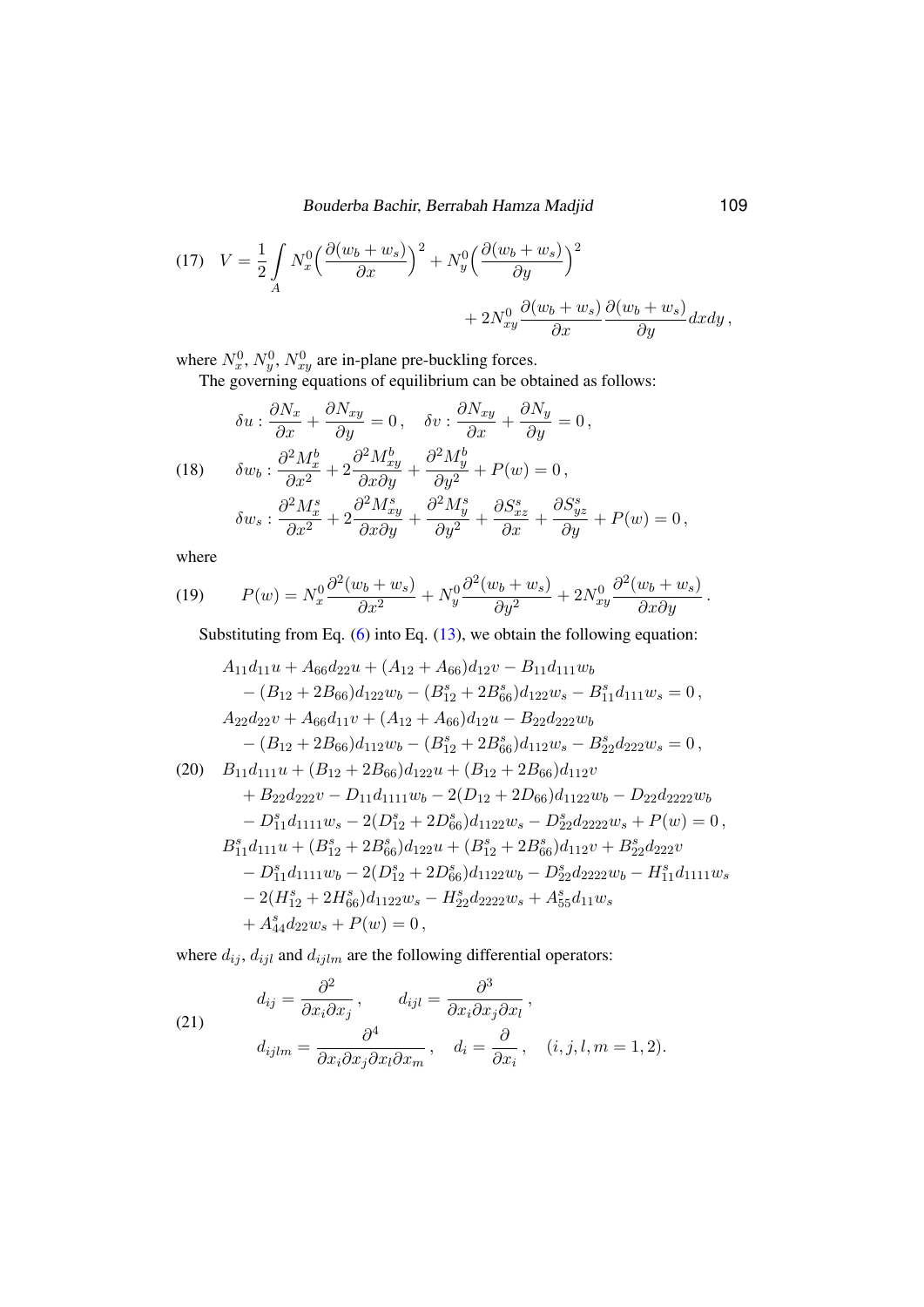$$
V = \frac{1}{2}\int\limits_{A} N_x^0\Big(\frac{\partial(w_b + w_s)}{\partial x}\Big)^2 + N_y^0\Big(\frac{\partial(w_b + w_s)}{\partial y}\Big)^2 + 2N_{xy}^0 \frac{\partial(w_b + w_s)}{\partial x}\frac{\partial(w_b + w_s)}{\partial y}dxdy\,, \tag{17}
$$

where $N_x^0$, $N_y^0$, $N_{xy}^0$ are in-plane pre-buckling forces.

The governing equations of equilibrium can be obtained as follows:

$$
\begin{aligned}
&\delta u : \frac{\partial N_x}{\partial x} + \frac{\partial N_{xy}}{\partial y} = 0\,, \quad \delta v : \frac{\partial N_{xy}}{\partial x} + \frac{\partial N_y}{\partial y} = 0\,, \\
&\delta w_b : \frac{\partial^2 M_x^b}{\partial x^2} + 2\frac{\partial^2 M_{xy}^b}{\partial x \partial y} + \frac{\partial^2 M_y^b}{\partial y^2} + P(w) = 0\,, \\
&\delta w_s : \frac{\partial^2 M_x^s}{\partial x^2} + 2\frac{\partial^2 M_{xy}^s}{\partial x \partial y} + \frac{\partial^2 M_y^s}{\partial y^2} + \frac{\partial S_{xz}^s}{\partial x} + \frac{\partial S_{yz}^s}{\partial y} + P(w) = 0\,,
\end{aligned} \tag{18}
$$

where

$$
P(w) = N_x^0 \frac{\partial^2(w_b + w_s)}{\partial x^2} + N_y^0 \frac{\partial^2(w_b + w_s)}{\partial y^2} + 2N_{xy}^0 \frac{\partial^2(w_b + w_s)}{\partial x \partial y}\,. \tag{19}
$$

Substituting from Eq. (6) into Eq. (13), we obtain the following equation:

$$
\begin{aligned}
&A_{11}d_{11}u + A_{66}d_{22}u + (A_{12} + A_{66})d_{12}v - B_{11}d_{111}w_b \\
&\quad - (B_{12} + 2B_{66})d_{122}w_b - (B_{12}^s + 2B_{66}^s)d_{122}w_s - B_{11}^s d_{111}w_s = 0\,, \\
&A_{22}d_{22}v + A_{66}d_{11}v + (A_{12} + A_{66})d_{12}u - B_{22}d_{222}w_b \\
&\quad - (B_{12} + 2B_{66})d_{112}w_b - (B_{12}^s + 2B_{66}^s)d_{112}w_s - B_{22}^s d_{222}w_s = 0\,, \\
&B_{11}d_{111}u + (B_{12} + 2B_{66})d_{122}u + (B_{12} + 2B_{66})d_{112}v \\
&\quad + B_{22}d_{222}v - D_{11}d_{1111}w_b - 2(D_{12} + 2D_{66})d_{1122}w_b - D_{22}d_{2222}w_b \\
&\quad - D_{11}^s d_{1111}w_s - 2(D_{12}^s + 2D_{66}^s)d_{1122}w_s - D_{22}^s d_{2222}w_s + P(w) = 0\,, \\
&B_{11}^s d_{111}u + (B_{12}^s + 2B_{66}^s)d_{122}u + (B_{12}^s + 2B_{66}^s)d_{112}v + B_{22}^s d_{222}v \\
&\quad - D_{11}^s d_{1111}w_b - 2(D_{12}^s + 2D_{66}^s)d_{1122}w_b - D_{22}^s d_{2222}w_b - H_{11}^s d_{1111}w_s \\
&\quad - 2(H_{12}^s + 2H_{66}^s)d_{1122}w_s - H_{22}^s d_{2222}w_s + A_{55}^s d_{11}w_s \\
&\quad + A_{44}^s d_{22}w_s + P(w) = 0\,,
\end{aligned} \tag{20}
$$

where $d_{ij}$, $d_{ijl}$ and $d_{ijlm}$ are the following differential operators:

$$
\begin{aligned}
&d_{ij} = \frac{\partial^2}{\partial x_i \partial x_j}\,, \qquad d_{ijl} = \frac{\partial^3}{\partial x_i \partial x_j \partial x_l}\,, \\
&d_{ijlm} = \frac{\partial^4}{\partial x_i \partial x_j \partial x_l \partial x_m}\,, \quad d_i = \frac{\partial}{\partial x_i}\,, \quad (i, j, l, m = 1, 2).
\end{aligned} \tag{21}
$$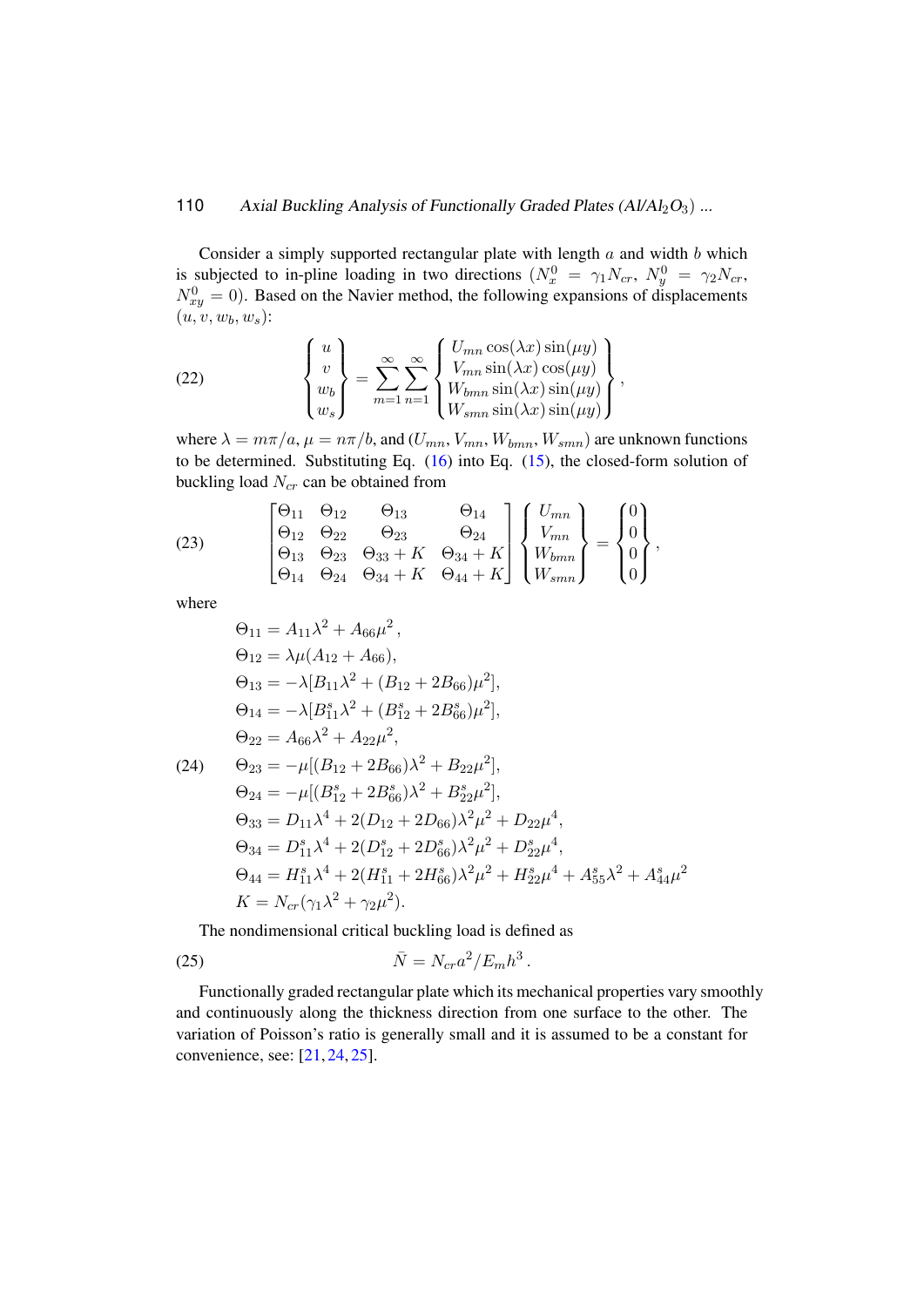Consider a simply supported rectangular plate with length $a$ and width $b$ which is subjected to in-pline loading in two directions ($N_x^0 = \gamma_1 N_{cr}$, $N_y^0 = \gamma_2 N_{cr}$, $N_{xy}^0 = 0$). Based on the Navier method, the following expansions of displacements $(u, v, w_b, w_s)$:

$$
\begin{Bmatrix} u \\ v \\ w_b \\ w_s \end{Bmatrix} = \sum_{m=1}^{\infty}\sum_{n=1}^{\infty} \begin{Bmatrix} U_{mn}\cos(\lambda x)\sin(\mu y) \\ V_{mn}\sin(\lambda x)\cos(\mu y) \\ W_{bmn}\sin(\lambda x)\sin(\mu y) \\ W_{smn}\sin(\lambda x)\sin(\mu y) \end{Bmatrix}, \tag{22}
$$

where $\lambda = m\pi/a$, $\mu = n\pi/b$, and $(U_{mn}, V_{mn}, W_{bmn}, W_{smn})$ are unknown functions to be determined. Substituting Eq. (16) into Eq. (15), the closed-form solution of buckling load $N_{cr}$ can be obtained from

$$
\begin{bmatrix} \Theta_{11} & \Theta_{12} & \Theta_{13} & \Theta_{14} \\ \Theta_{12} & \Theta_{22} & \Theta_{23} & \Theta_{24} \\ \Theta_{13} & \Theta_{23} & \Theta_{33}+K & \Theta_{34}+K \\ \Theta_{14} & \Theta_{24} & \Theta_{34}+K & \Theta_{44}+K \end{bmatrix} \begin{Bmatrix} U_{mn} \\ V_{mn} \\ W_{bmn} \\ W_{smn} \end{Bmatrix} = \begin{Bmatrix} 0 \\ 0 \\ 0 \\ 0 \end{Bmatrix}, \tag{23}
$$

where

$$
\begin{aligned}
\Theta_{11} &= A_{11}\lambda^2 + A_{66}\mu^2, \\
\Theta_{12} &= \lambda\mu(A_{12} + A_{66}), \\
\Theta_{13} &= -\lambda[B_{11}\lambda^2 + (B_{12} + 2B_{66})\mu^2], \\
\Theta_{14} &= -\lambda[B_{11}^s\lambda^2 + (B_{12}^s + 2B_{66}^s)\mu^2], \\
\Theta_{22} &= A_{66}\lambda^2 + A_{22}\mu^2, \\
\Theta_{23} &= -\mu[(B_{12} + 2B_{66})\lambda^2 + B_{22}\mu^2], \\
\Theta_{24} &= -\mu[(B_{12}^s + 2B_{66}^s)\lambda^2 + B_{22}^s\mu^2], \\
\Theta_{33} &= D_{11}\lambda^4 + 2(D_{12} + 2D_{66})\lambda^2\mu^2 + D_{22}\mu^4, \\
\Theta_{34} &= D_{11}^s\lambda^4 + 2(D_{12}^s + 2D_{66}^s)\lambda^2\mu^2 + D_{22}^s\mu^4, \\
\Theta_{44} &= H_{11}^s\lambda^4 + 2(H_{11}^s + 2H_{66}^s)\lambda^2\mu^2 + H_{22}^s\mu^4 + A_{55}^s\lambda^2 + A_{44}^s\mu^2 \\
K &= N_{cr}(\gamma_1\lambda^2 + \gamma_2\mu^2).
\end{aligned} \tag{24}
$$

The nondimensional critical buckling load is defined as

$$
\bar{N} = N_{cr}a^2/E_m h^3\,. \tag{25}
$$

Functionally graded rectangular plate which its mechanical properties vary smoothly and continuously along the thickness direction from one surface to the other. The variation of Poisson's ratio is generally small and it is assumed to be a constant for convenience, see: [21, 24, 25].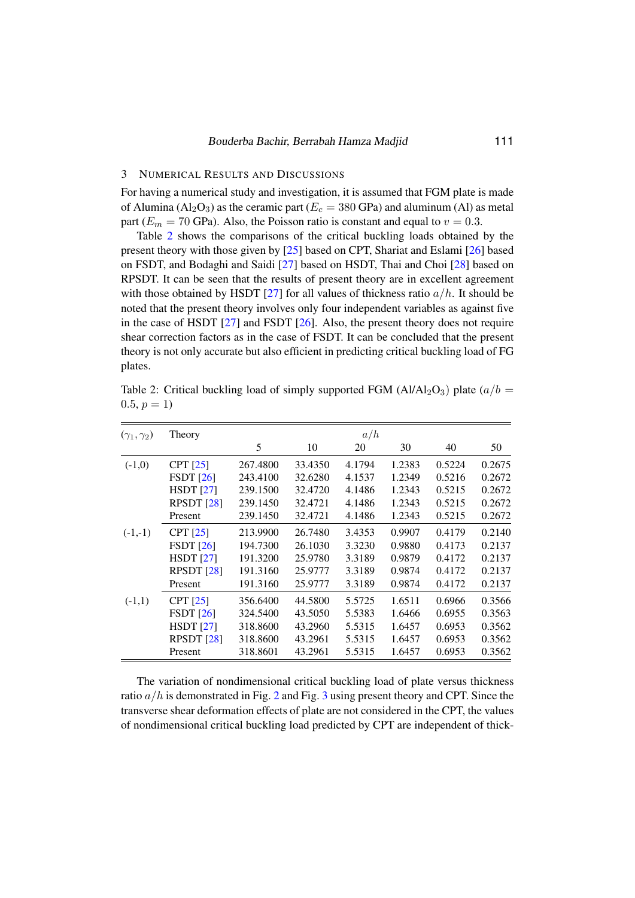## 3 Numerical Results and Discussions

For having a numerical study and investigation, it is assumed that FGM plate is made of Alumina ($Al_2O_3$) as the ceramic part ($E_c = 380$ GPa) and aluminum (Al) as metal part ($E_m = 70$ GPa). Also, the Poisson ratio is constant and equal to $v = 0.3$.

Table 2 shows the comparisons of the critical buckling loads obtained by the present theory with those given by [25] based on CPT, Shariat and Eslami [26] based on FSDT, and Bodaghi and Saidi [27] based on HSDT, Thai and Choi [28] based on RPSDT. It can be seen that the results of present theory are in excellent agreement with those obtained by HSDT [27] for all values of thickness ratio $a/h$. It should be noted that the present theory involves only four independent variables as against five in the case of HSDT [27] and FSDT [26]. Also, the present theory does not require shear correction factors as in the case of FSDT. It can be concluded that the present theory is not only accurate but also efficient in predicting critical buckling load of FG plates.

Table 2: Critical buckling load of simply supported FGM ($Al/Al_2O_3$) plate ($a/b = 0.5$, $p = 1$)

| $(\gamma_1, \gamma_2)$ | Theory | $a/h$ | | | | | |
|---|---|---|---|---|---|---|---|
| | | 5 | 10 | 20 | 30 | 40 | 50 |
| (-1,0) | CPT [25] | 267.4800 | 33.4350 | 4.1794 | 1.2383 | 0.5224 | 0.2675 |
| | FSDT [26] | 243.4100 | 32.6280 | 4.1537 | 1.2349 | 0.5216 | 0.2672 |
| | HSDT [27] | 239.1500 | 32.4720 | 4.1486 | 1.2343 | 0.5215 | 0.2672 |
| | RPSDT [28] | 239.1450 | 32.4721 | 4.1486 | 1.2343 | 0.5215 | 0.2672 |
| | Present | 239.1450 | 32.4721 | 4.1486 | 1.2343 | 0.5215 | 0.2672 |
| (-1,-1) | CPT [25] | 213.9900 | 26.7480 | 3.4353 | 0.9907 | 0.4179 | 0.2140 |
| | FSDT [26] | 194.7300 | 26.1030 | 3.3230 | 0.9880 | 0.4173 | 0.2137 |
| | HSDT [27] | 191.3200 | 25.9780 | 3.3189 | 0.9879 | 0.4172 | 0.2137 |
| | RPSDT [28] | 191.3160 | 25.9777 | 3.3189 | 0.9874 | 0.4172 | 0.2137 |
| | Present | 191.3160 | 25.9777 | 3.3189 | 0.9874 | 0.4172 | 0.2137 |
| (-1,1) | CPT [25] | 356.6400 | 44.5800 | 5.5725 | 1.6511 | 0.6966 | 0.3566 |
| | FSDT [26] | 324.5400 | 43.5050 | 5.5383 | 1.6466 | 0.6955 | 0.3563 |
| | HSDT [27] | 318.8600 | 43.2960 | 5.5315 | 1.6457 | 0.6953 | 0.3562 |
| | RPSDT [28] | 318.8600 | 43.2961 | 5.5315 | 1.6457 | 0.6953 | 0.3562 |
| | Present | 318.8601 | 43.2961 | 5.5315 | 1.6457 | 0.6953 | 0.3562 |

The variation of nondimensional critical buckling load of plate versus thickness ratio $a/h$ is demonstrated in Fig. 2 and Fig. 3 using present theory and CPT. Since the transverse shear deformation effects of plate are not considered in the CPT, the values of nondimensional critical buckling load predicted by CPT are independent of thick-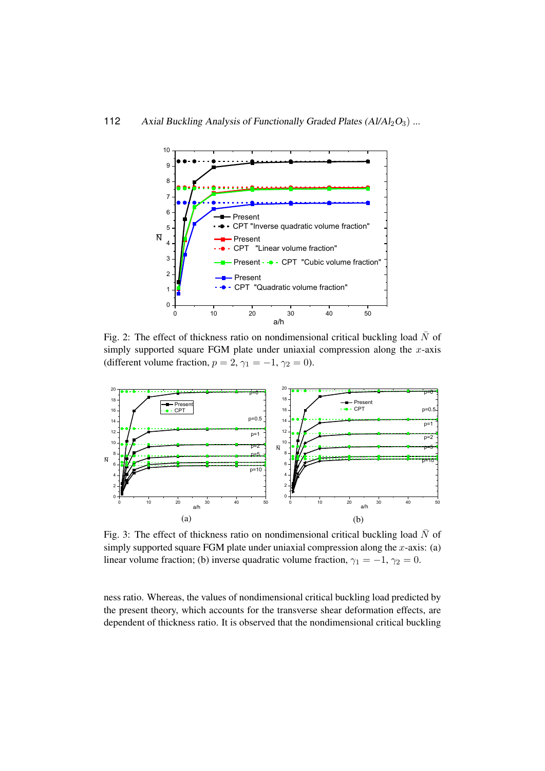Fig. 2: The effect of thickness ratio on nondimensional critical buckling load $\bar{N}$ of simply supported square FGM plate under uniaxial compression along the $x$-axis (different volume fraction, $p = 2$, $\gamma_1 = -1$, $\gamma_2 = 0$).

(a)

(b)

Fig. 3: The effect of thickness ratio on nondimensional critical buckling load $\bar{N}$ of simply supported square FGM plate under uniaxial compression along the $x$-axis: (a) linear volume fraction; (b) inverse quadratic volume fraction, $\gamma_1 = -1$, $\gamma_2 = 0$.

ness ratio. Whereas, the values of nondimensional critical buckling load predicted by the present theory, which accounts for the transverse shear deformation effects, are dependent of thickness ratio. It is observed that the nondimensional critical buckling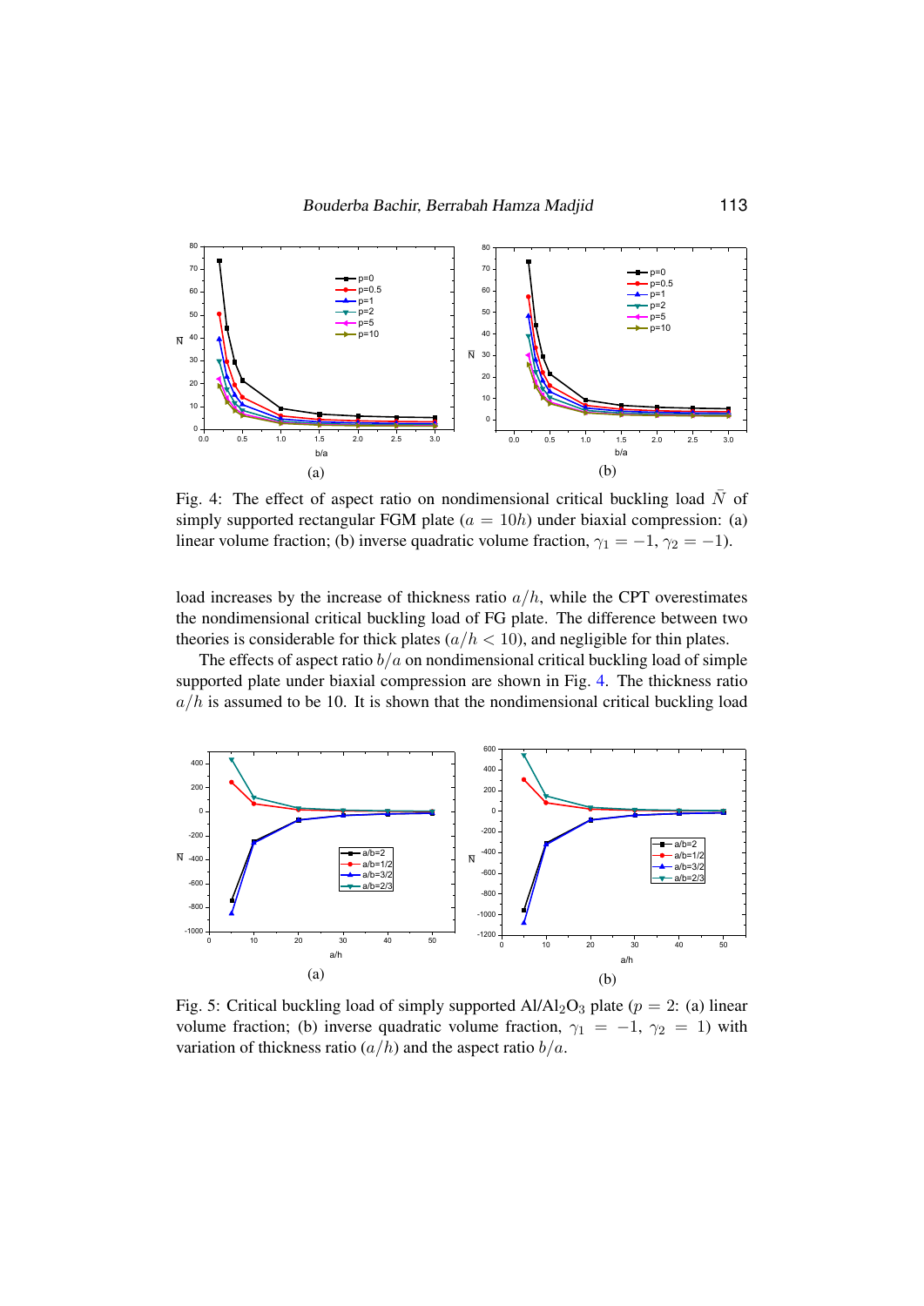Fig. 4: The effect of aspect ratio on nondimensional critical buckling load $\bar{N}$ of simply supported rectangular FGM plate ($a = 10h$) under biaxial compression: (a) linear volume fraction; (b) inverse quadratic volume fraction, $\gamma_1 = -1, \gamma_2 = -1$).

load increases by the increase of thickness ratio $a/h$, while the CPT overestimates the nondimensional critical buckling load of FG plate. The difference between two theories is considerable for thick plates ($a/h < 10$), and negligible for thin plates.

The effects of aspect ratio $b/a$ on nondimensional critical buckling load of simple supported plate under biaxial compression are shown in Fig. 4. The thickness ratio $a/h$ is assumed to be 10. It is shown that the nondimensional critical buckling load

Fig. 5: Critical buckling load of simply supported Al/$Al_2O_3$ plate ($p = 2$: (a) linear volume fraction; (b) inverse quadratic volume fraction, $\gamma_1 = -1$, $\gamma_2 = 1$) with variation of thickness ratio ($a/h$) and the aspect ratio $b/a$.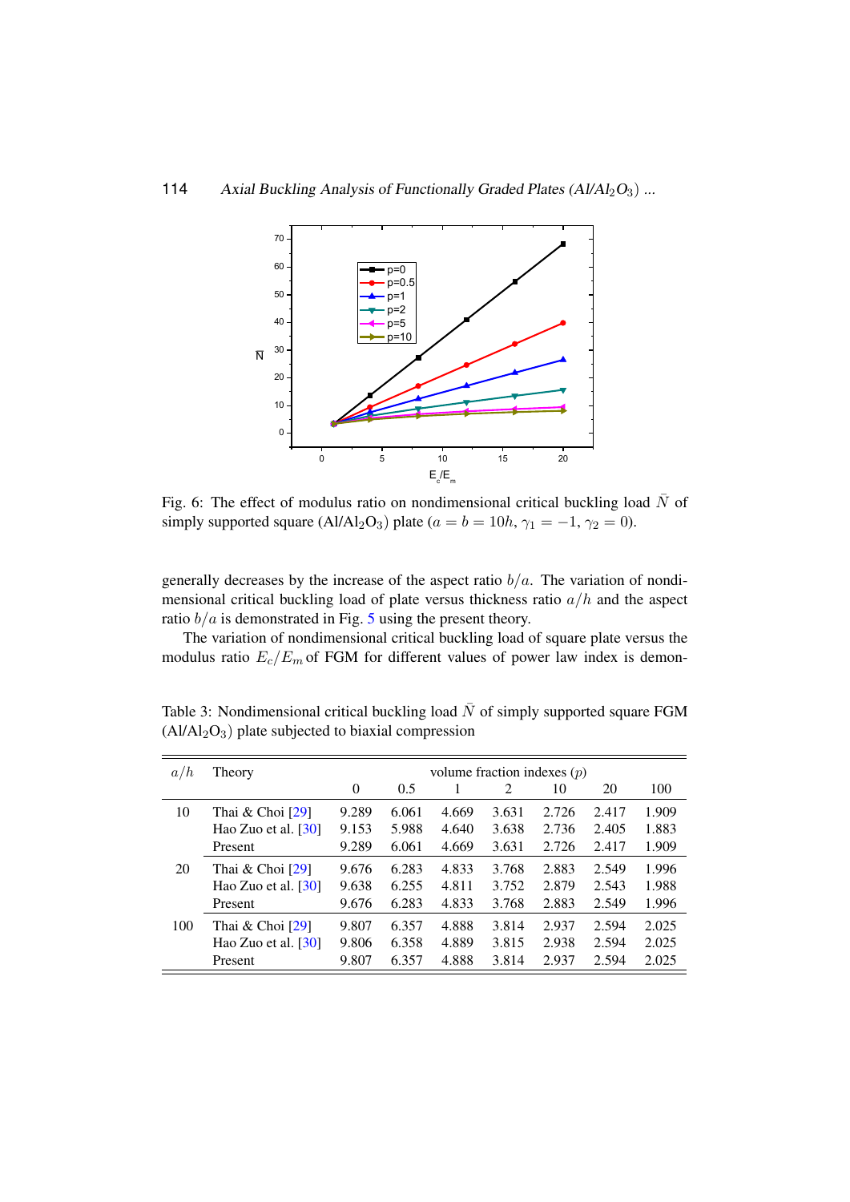Fig. 6: The effect of modulus ratio on nondimensional critical buckling load $\bar{N}$ of simply supported square ($Al/Al_2O_3$) plate ($a = b = 10h$, $\gamma_1 = -1$, $\gamma_2 = 0$).

generally decreases by the increase of the aspect ratio $b/a$. The variation of nondimensional critical buckling load of plate versus thickness ratio $a/h$ and the aspect ratio $b/a$ is demonstrated in Fig. 5 using the present theory.

The variation of nondimensional critical buckling load of square plate versus the modulus ratio $E_c/E_m$ of FGM for different values of power law index is demon-

Table 3: Nondimensional critical buckling load $\bar{N}$ of simply supported square FGM ($Al/Al_2O_3$) plate subjected to biaxial compression

| $a/h$ | Theory | volume fraction indexes ($p$) | | | | | | |
|---|---|---|---|---|---|---|---|---|
| | | 0 | 0.5 | 1 | 2 | 10 | 20 | 100 |
| 10 | Thai & Choi [29] | 9.289 | 6.061 | 4.669 | 3.631 | 2.726 | 2.417 | 1.909 |
| | Hao Zuo et al. [30] | 9.153 | 5.988 | 4.640 | 3.638 | 2.736 | 2.405 | 1.883 |
| | Present | 9.289 | 6.061 | 4.669 | 3.631 | 2.726 | 2.417 | 1.909 |
| 20 | Thai & Choi [29] | 9.676 | 6.283 | 4.833 | 3.768 | 2.883 | 2.549 | 1.996 |
| | Hao Zuo et al. [30] | 9.638 | 6.255 | 4.811 | 3.752 | 2.879 | 2.543 | 1.988 |
| | Present | 9.676 | 6.283 | 4.833 | 3.768 | 2.883 | 2.549 | 1.996 |
| 100 | Thai & Choi [29] | 9.807 | 6.357 | 4.888 | 3.814 | 2.937 | 2.594 | 2.025 |
| | Hao Zuo et al. [30] | 9.806 | 6.358 | 4.889 | 3.815 | 2.938 | 2.594 | 2.025 |
| | Present | 9.807 | 6.357 | 4.888 | 3.814 | 2.937 | 2.594 | 2.025 |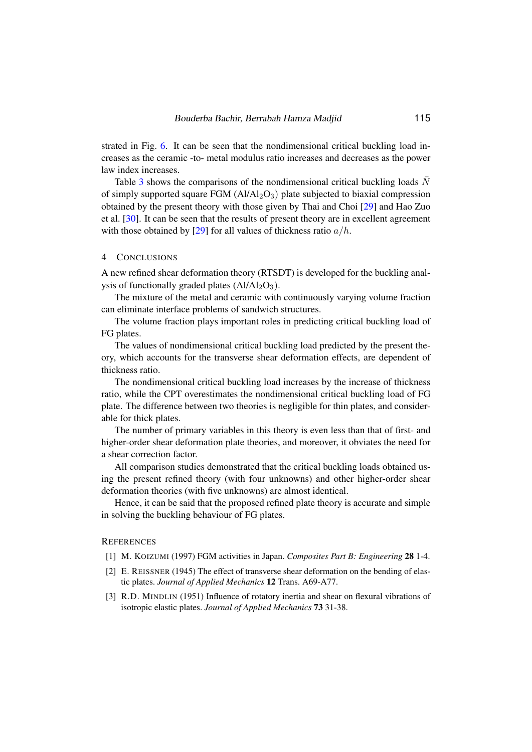strated in Fig. 6. It can be seen that the nondimensional critical buckling load increases as the ceramic -to- metal modulus ratio increases and decreases as the power law index increases.

Table 3 shows the comparisons of the nondimensional critical buckling loads $\bar{N}$ of simply supported square FGM ($Al/Al_2O_3$) plate subjected to biaxial compression obtained by the present theory with those given by Thai and Choi [29] and Hao Zuo et al. [30]. It can be seen that the results of present theory are in excellent agreement with those obtained by [29] for all values of thickness ratio $a/h$.

## 4 CONCLUSIONS

A new refined shear deformation theory (RTSDT) is developed for the buckling analysis of functionally graded plates ($Al/Al_2O_3$).

The mixture of the metal and ceramic with continuously varying volume fraction can eliminate interface problems of sandwich structures.

The volume fraction plays important roles in predicting critical buckling load of FG plates.

The values of nondimensional critical buckling load predicted by the present theory, which accounts for the transverse shear deformation effects, are dependent of thickness ratio.

The nondimensional critical buckling load increases by the increase of thickness ratio, while the CPT overestimates the nondimensional critical buckling load of FG plate. The difference between two theories is negligible for thin plates, and considerable for thick plates.

The number of primary variables in this theory is even less than that of first- and higher-order shear deformation plate theories, and moreover, it obviates the need for a shear correction factor.

All comparison studies demonstrated that the critical buckling loads obtained using the present refined theory (with four unknowns) and other higher-order shear deformation theories (with five unknowns) are almost identical.

Hence, it can be said that the proposed refined plate theory is accurate and simple in solving the buckling behaviour of FG plates.

## REFERENCES

[1] M. KOIZUMI (1997) FGM activities in Japan. *Composites Part B: Engineering* **28** 1-4.

[2] E. REISSNER (1945) The effect of transverse shear deformation on the bending of elastic plates. *Journal of Applied Mechanics* **12** Trans. A69-A77.

[3] R.D. MINDLIN (1951) Influence of rotatory inertia and shear on flexural vibrations of isotropic elastic plates. *Journal of Applied Mechanics* **73** 31-38.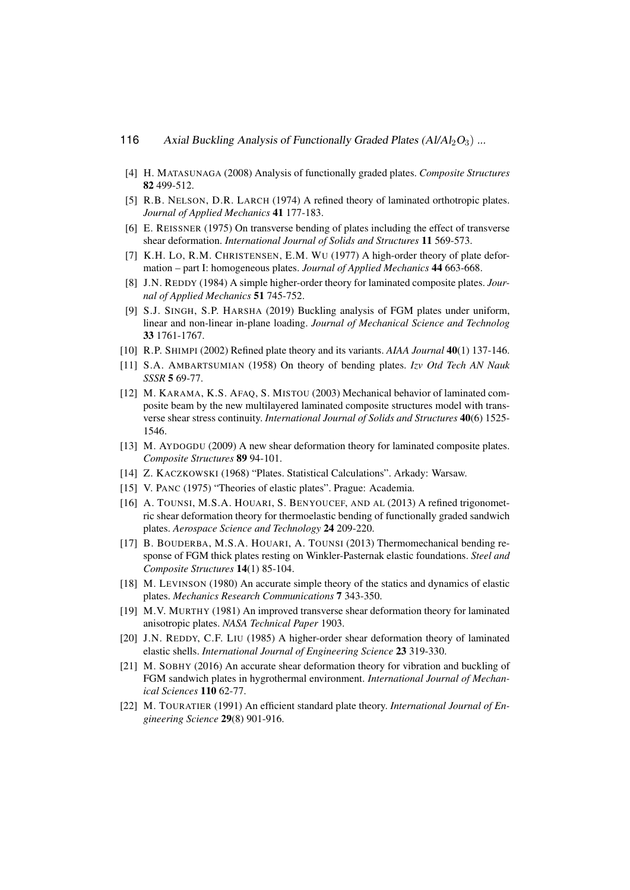[4] H. MATASUNAGA (2008) Analysis of functionally graded plates. *Composite Structures* **82** 499-512.

[5] R.B. NELSON, D.R. LARCH (1974) A refined theory of laminated orthotropic plates. *Journal of Applied Mechanics* **41** 177-183.

[6] E. REISSNER (1975) On transverse bending of plates including the effect of transverse shear deformation. *International Journal of Solids and Structures* **11** 569-573.

[7] K.H. LO, R.M. CHRISTENSEN, E.M. WU (1977) A high-order theory of plate deformation – part I: homogeneous plates. *Journal of Applied Mechanics* **44** 663-668.

[8] J.N. REDDY (1984) A simple higher-order theory for laminated composite plates. *Journal of Applied Mechanics* **51** 745-752.

[9] S.J. SINGH, S.P. HARSHA (2019) Buckling analysis of FGM plates under uniform, linear and non-linear in-plane loading. *Journal of Mechanical Science and Technolog* **33** 1761-1767.

[10] R.P. SHIMPI (2002) Refined plate theory and its variants. *AIAA Journal* **40**(1) 137-146.

[11] S.A. AMBARTSUMIAN (1958) On theory of bending plates. *Izv Otd Tech AN Nauk SSSR* **5** 69-77.

[12] M. KARAMA, K.S. AFAQ, S. MISTOU (2003) Mechanical behavior of laminated composite beam by the new multilayered laminated composite structures model with transverse shear stress continuity. *International Journal of Solids and Structures* **40**(6) 1525-1546.

[13] M. AYDOGDU (2009) A new shear deformation theory for laminated composite plates. *Composite Structures* **89** 94-101.

[14] Z. KACZKOWSKI (1968) "Plates. Statistical Calculations". Arkady: Warsaw.

[15] V. PANC (1975) "Theories of elastic plates". Prague: Academia.

[16] A. TOUNSI, M.S.A. HOUARI, S. BENYOUCEF, AND AL (2013) A refined trigonometric shear deformation theory for thermoelastic bending of functionally graded sandwich plates. *Aerospace Science and Technology* **24** 209-220.

[17] B. BOUDERBA, M.S.A. HOUARI, A. TOUNSI (2013) Thermomechanical bending response of FGM thick plates resting on Winkler-Pasternak elastic foundations. *Steel and Composite Structures* **14**(1) 85-104.

[18] M. LEVINSON (1980) An accurate simple theory of the statics and dynamics of elastic plates. *Mechanics Research Communications* **7** 343-350.

[19] M.V. MURTHY (1981) An improved transverse shear deformation theory for laminated anisotropic plates. *NASA Technical Paper* 1903.

[20] J.N. REDDY, C.F. LIU (1985) A higher-order shear deformation theory of laminated elastic shells. *International Journal of Engineering Science* **23** 319-330.

[21] M. SOBHY (2016) An accurate shear deformation theory for vibration and buckling of FGM sandwich plates in hygrothermal environment. *International Journal of Mechanical Sciences* **110** 62-77.

[22] M. TOURATIER (1991) An efficient standard plate theory. *International Journal of Engineering Science* **29**(8) 901-916.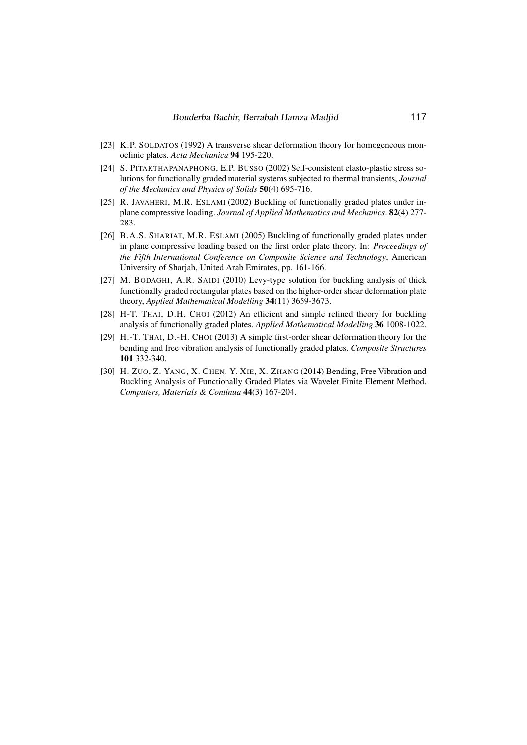[23] K.P. Soldatos (1992) A transverse shear deformation theory for homogeneous monoclinic plates. *Acta Mechanica* **94** 195-220.

[24] S. Pitakthapanaphong, E.P. Busso (2002) Self-consistent elasto-plastic stress solutions for functionally graded material systems subjected to thermal transients, *Journal of the Mechanics and Physics of Solids* **50**(4) 695-716.

[25] R. Javaheri, M.R. Eslami (2002) Buckling of functionally graded plates under inplane compressive loading. *Journal of Applied Mathematics and Mechanics*. **82**(4) 277-283.

[26] B.A.S. Shariat, M.R. Eslami (2005) Buckling of functionally graded plates under in plane compressive loading based on the first order plate theory. In: *Proceedings of the Fifth International Conference on Composite Science and Technology*, American University of Sharjah, United Arab Emirates, pp. 161-166.

[27] M. Bodaghi, A.R. Saidi (2010) Levy-type solution for buckling analysis of thick functionally graded rectangular plates based on the higher-order shear deformation plate theory, *Applied Mathematical Modelling* **34**(11) 3659-3673.

[28] H-T. Thai, D.H. Choi (2012) An efficient and simple refined theory for buckling analysis of functionally graded plates. *Applied Mathematical Modelling* **36** 1008-1022.

[29] H.-T. Thai, D.-H. Choi (2013) A simple first-order shear deformation theory for the bending and free vibration analysis of functionally graded plates. *Composite Structures* **101** 332-340.

[30] H. Zuo, Z. Yang, X. Chen, Y. Xie, X. Zhang (2014) Bending, Free Vibration and Buckling Analysis of Functionally Graded Plates via Wavelet Finite Element Method. *Computers, Materials & Continua* **44**(3) 167-204.